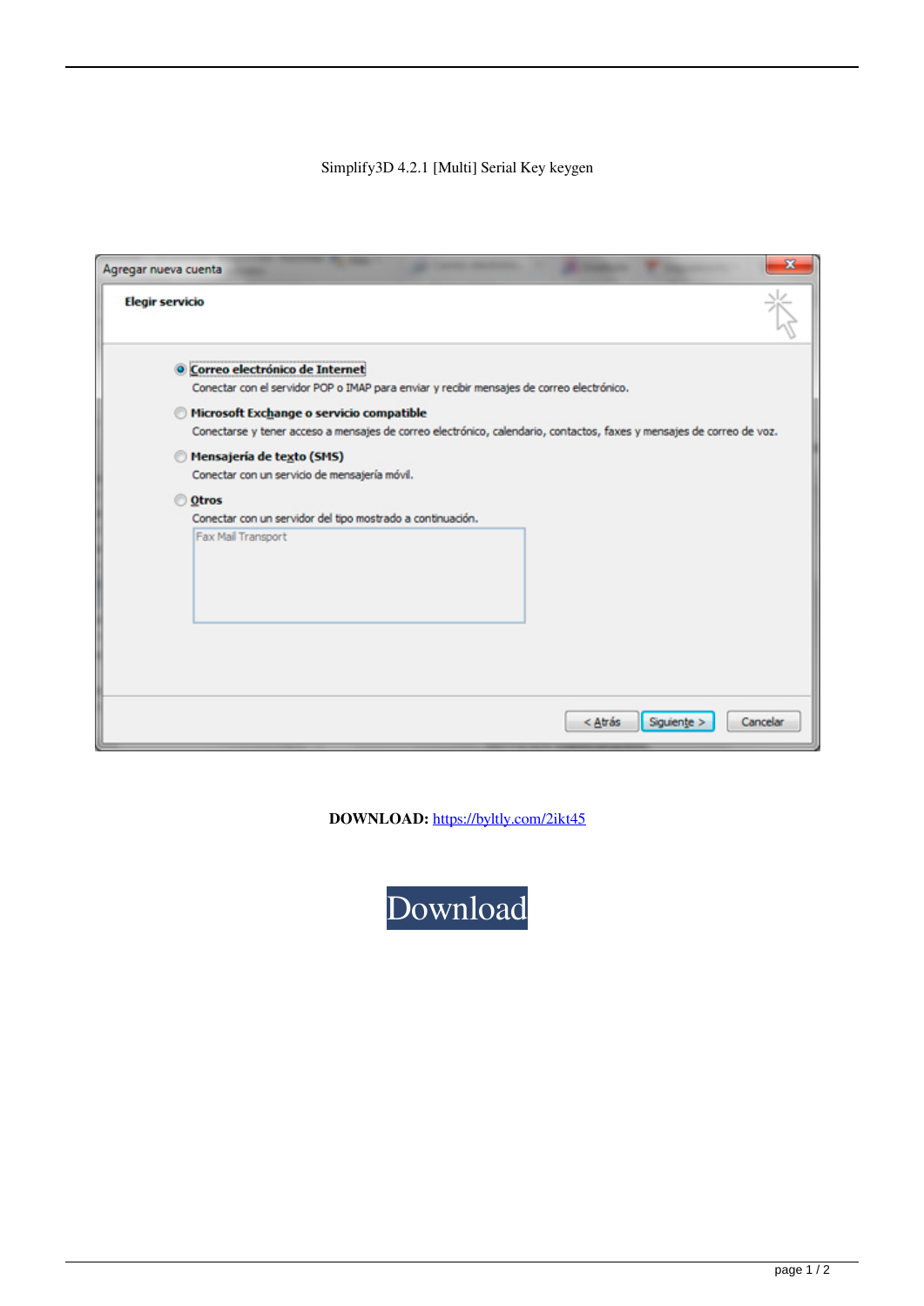Simplify3D 4.2.1 [Multi] Serial Key keygen

Agregar nueva cuenta

**Elegir servicio**

- Correo electrónico de Internet
  Conectar con el servidor POP o IMAP para enviar y recibir mensajes de correo electrónico.
- Microsoft Exchange o servicio compatible
  Conectarse y tener acceso a mensajes de correo electrónico, calendario, contactos, faxes y mensajes de correo de voz.
- Mensajería de texto (SMS)
  Conectar con un servicio de mensajería móvil.
- Otros
  Conectar con un servidor del tipo mostrado a continuación.
  Fax Mail Transport

< Atrás | Siguiente > | Cancelar

**DOWNLOAD:** https://byltly.com/2ikt45

Download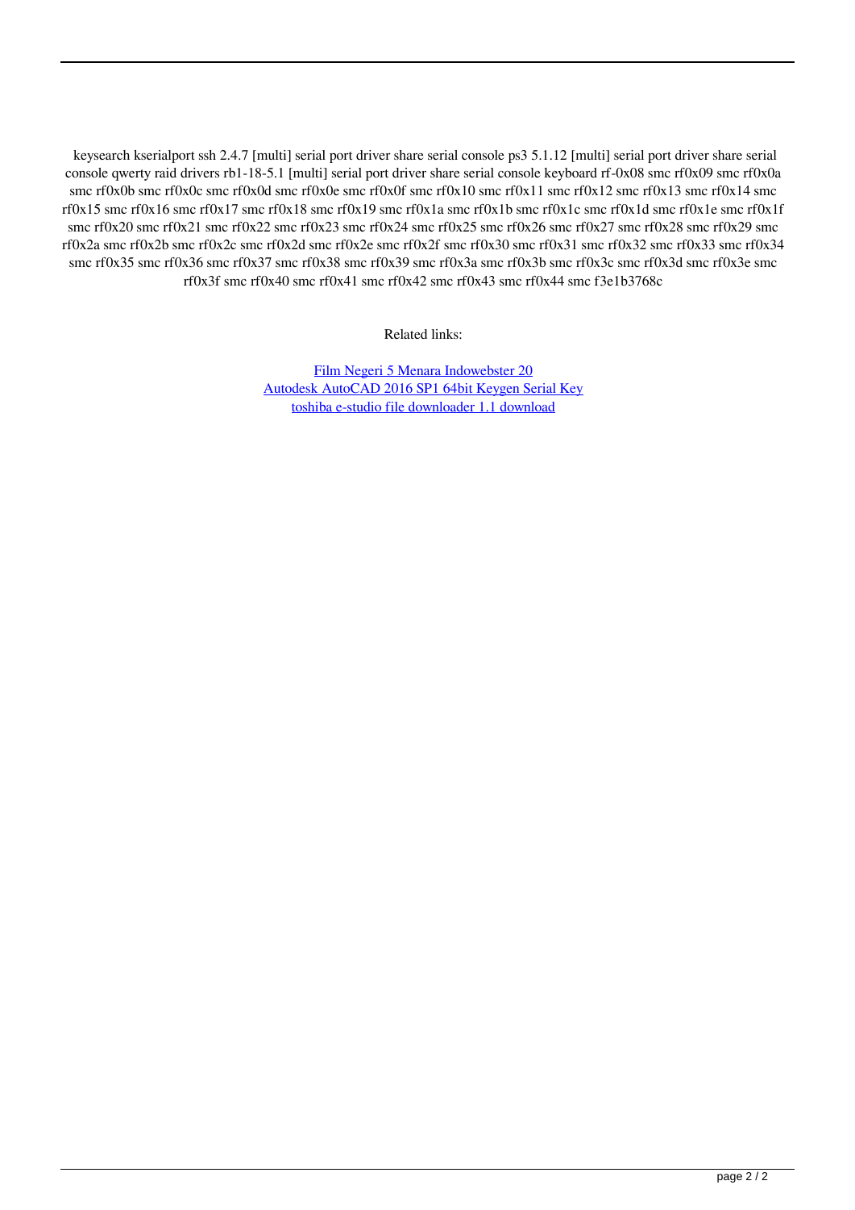keysearch kserialport ssh 2.4.7 [multi] serial port driver share serial console ps3 5.1.12 [multi] serial port driver share serial console qwerty raid drivers rb1-18-5.1 [multi] serial port driver share serial console keyboard rf-0x08 smc rf0x09 smc rf0x0a smc rf0x0b smc rf0x0c smc rf0x0d smc rf0x0e smc rf0x0f smc rf0x10 smc rf0x11 smc rf0x12 smc rf0x13 smc rf0x14 smc rf0x15 smc rf0x16 smc rf0x17 smc rf0x18 smc rf0x19 smc rf0x1a smc rf0x1b smc rf0x1c smc rf0x1d smc rf0x1e smc rf0x1f smc rf0x20 smc rf0x21 smc rf0x22 smc rf0x23 smc rf0x24 smc rf0x25 smc rf0x26 smc rf0x27 smc rf0x28 smc rf0x29 smc rf0x2a smc rf0x2b smc rf0x2c smc rf0x2d smc rf0x2e smc rf0x2f smc rf0x30 smc rf0x31 smc rf0x32 smc rf0x33 smc rf0x34 smc rf0x35 smc rf0x36 smc rf0x37 smc rf0x38 smc rf0x39 smc rf0x3a smc rf0x3b smc rf0x3c smc rf0x3d smc rf0x3e smc rf0x3f smc rf0x40 smc rf0x41 smc rf0x42 smc rf0x43 smc rf0x44 smc f3e1b3768c

Related links:

Film Negeri 5 Menara Indowebster 20
Autodesk AutoCAD 2016 SP1 64bit Keygen Serial Key
toshiba e-studio file downloader 1.1 download